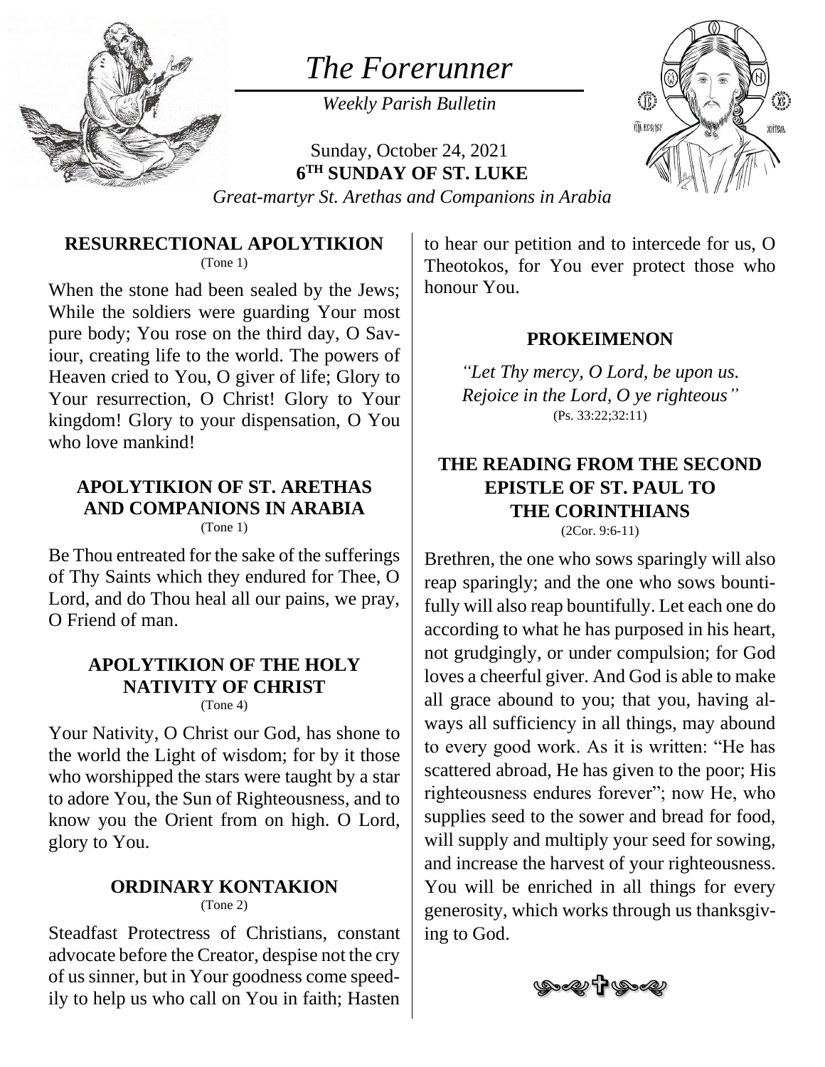# *The Forerunner*

*Weekly Parish Bulletin*

Sunday, October 24, 2021
**6TH SUNDAY OF ST. LUKE**
*Great-martyr St. Arethas and Companions in Arabia*

## RESURRECTIONAL APOLYTIKION

(Tone 1)

When the stone had been sealed by the Jews; While the soldiers were guarding Your most pure body; You rose on the third day, O Saviour, creating life to the world. The powers of Heaven cried to You, O giver of life; Glory to Your resurrection, O Christ! Glory to Your kingdom! Glory to your dispensation, O You who love mankind!

## APOLYTIKION OF ST. ARETHAS AND COMPANIONS IN ARABIA

(Tone 1)

Be Thou entreated for the sake of the sufferings of Thy Saints which they endured for Thee, O Lord, and do Thou heal all our pains, we pray, O Friend of man.

## APOLYTIKION OF THE HOLY NATIVITY OF CHRIST

(Tone 4)

Your Nativity, O Christ our God, has shone to the world the Light of wisdom; for by it those who worshipped the stars were taught by a star to adore You, the Sun of Righteousness, and to know you the Orient from on high. O Lord, glory to You.

## ORDINARY KONTAKION

(Tone 2)

Steadfast Protectress of Christians, constant advocate before the Creator, despise not the cry of us sinner, but in Your goodness come speedily to help us who call on You in faith; Hasten to hear our petition and to intercede for us, O Theotokos, for You ever protect those who honour You.

## PROKEIMENON

*"Let Thy mercy, O Lord, be upon us. Rejoice in the Lord, O ye righteous"*
(Ps. 33:22;32:11)

## THE READING FROM THE SECOND EPISTLE OF ST. PAUL TO THE CORINTHIANS

(2Cor. 9:6-11)

Brethren, the one who sows sparingly will also reap sparingly; and the one who sows bountifully will also reap bountifully. Let each one do according to what he has purposed in his heart, not grudgingly, or under compulsion; for God loves a cheerful giver. And God is able to make all grace abound to you; that you, having always all sufficiency in all things, may abound to every good work. As it is written: "He has scattered abroad, He has given to the poor; His righteousness endures forever"; now He, who supplies seed to the sower and bread for food, will supply and multiply your seed for sowing, and increase the harvest of your righteousness. You will be enriched in all things for every generosity, which works through us thanksgiving to God.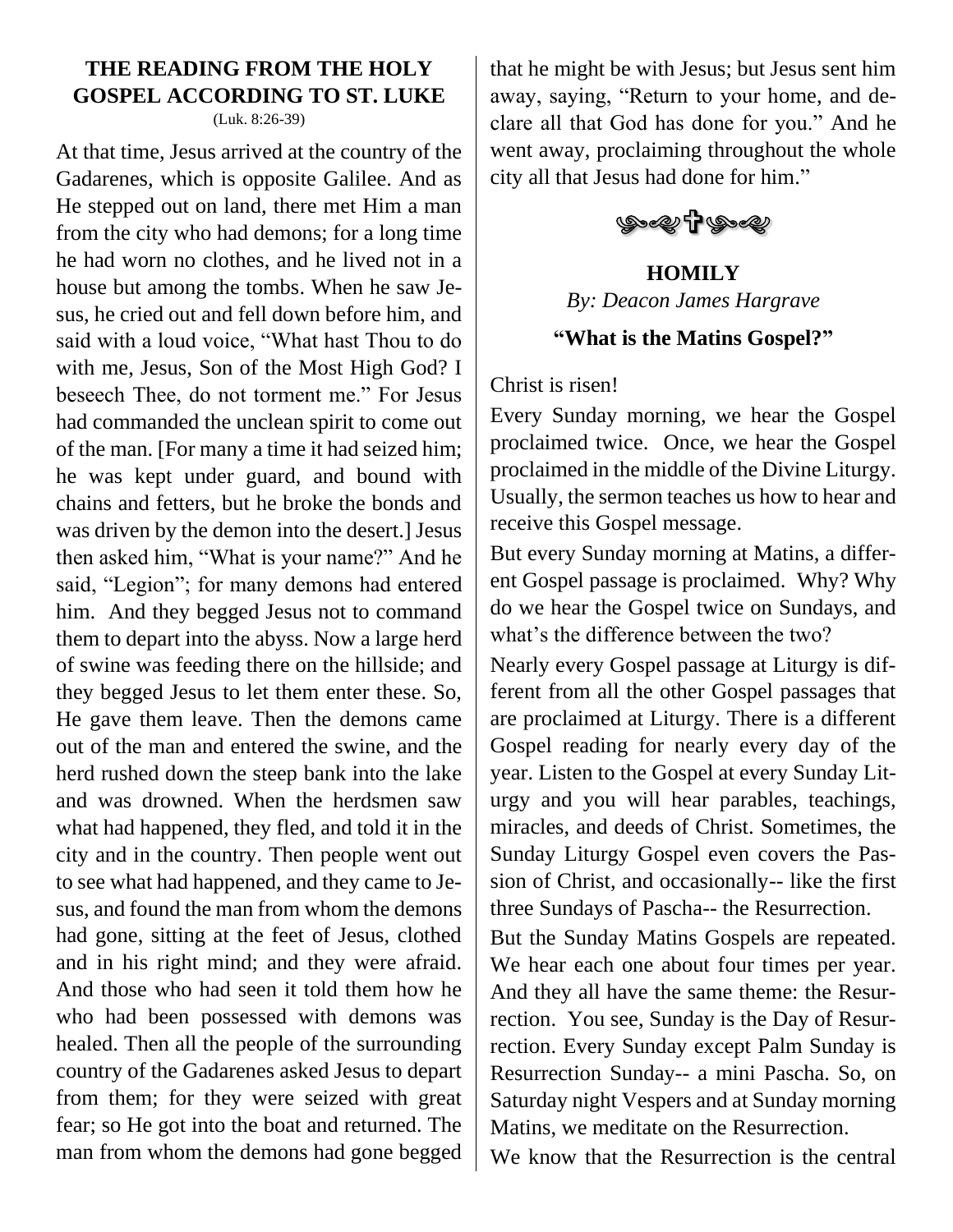## THE READING FROM THE HOLY GOSPEL ACCORDING TO ST. LUKE

(Luk. 8:26-39)

At that time, Jesus arrived at the country of the Gadarenes, which is opposite Galilee. And as He stepped out on land, there met Him a man from the city who had demons; for a long time he had worn no clothes, and he lived not in a house but among the tombs. When he saw Jesus, he cried out and fell down before him, and said with a loud voice, "What hast Thou to do with me, Jesus, Son of the Most High God? I beseech Thee, do not torment me." For Jesus had commanded the unclean spirit to come out of the man. [For many a time it had seized him; he was kept under guard, and bound with chains and fetters, but he broke the bonds and was driven by the demon into the desert.] Jesus then asked him, "What is your name?" And he said, "Legion"; for many demons had entered him. And they begged Jesus not to command them to depart into the abyss. Now a large herd of swine was feeding there on the hillside; and they begged Jesus to let them enter these. So, He gave them leave. Then the demons came out of the man and entered the swine, and the herd rushed down the steep bank into the lake and was drowned. When the herdsmen saw what had happened, they fled, and told it in the city and in the country. Then people went out to see what had happened, and they came to Jesus, and found the man from whom the demons had gone, sitting at the feet of Jesus, clothed and in his right mind; and they were afraid. And those who had seen it told them how he who had been possessed with demons was healed. Then all the people of the surrounding country of the Gadarenes asked Jesus to depart from them; for they were seized with great fear; so He got into the boat and returned. The man from whom the demons had gone begged that he might be with Jesus; but Jesus sent him away, saying, "Return to your home, and declare all that God has done for you." And he went away, proclaiming throughout the whole city all that Jesus had done for him."

## HOMILY

*By: Deacon James Hargrave*

### "What is the Matins Gospel?"

Christ is risen!

Every Sunday morning, we hear the Gospel proclaimed twice. Once, we hear the Gospel proclaimed in the middle of the Divine Liturgy. Usually, the sermon teaches us how to hear and receive this Gospel message.

But every Sunday morning at Matins, a different Gospel passage is proclaimed. Why? Why do we hear the Gospel twice on Sundays, and what's the difference between the two?

Nearly every Gospel passage at Liturgy is different from all the other Gospel passages that are proclaimed at Liturgy. There is a different Gospel reading for nearly every day of the year. Listen to the Gospel at every Sunday Liturgy and you will hear parables, teachings, miracles, and deeds of Christ. Sometimes, the Sunday Liturgy Gospel even covers the Passion of Christ, and occasionally-- like the first three Sundays of Pascha-- the Resurrection.

But the Sunday Matins Gospels are repeated. We hear each one about four times per year. And they all have the same theme: the Resurrection. You see, Sunday is the Day of Resurrection. Every Sunday except Palm Sunday is Resurrection Sunday-- a mini Pascha. So, on Saturday night Vespers and at Sunday morning Matins, we meditate on the Resurrection.

We know that the Resurrection is the central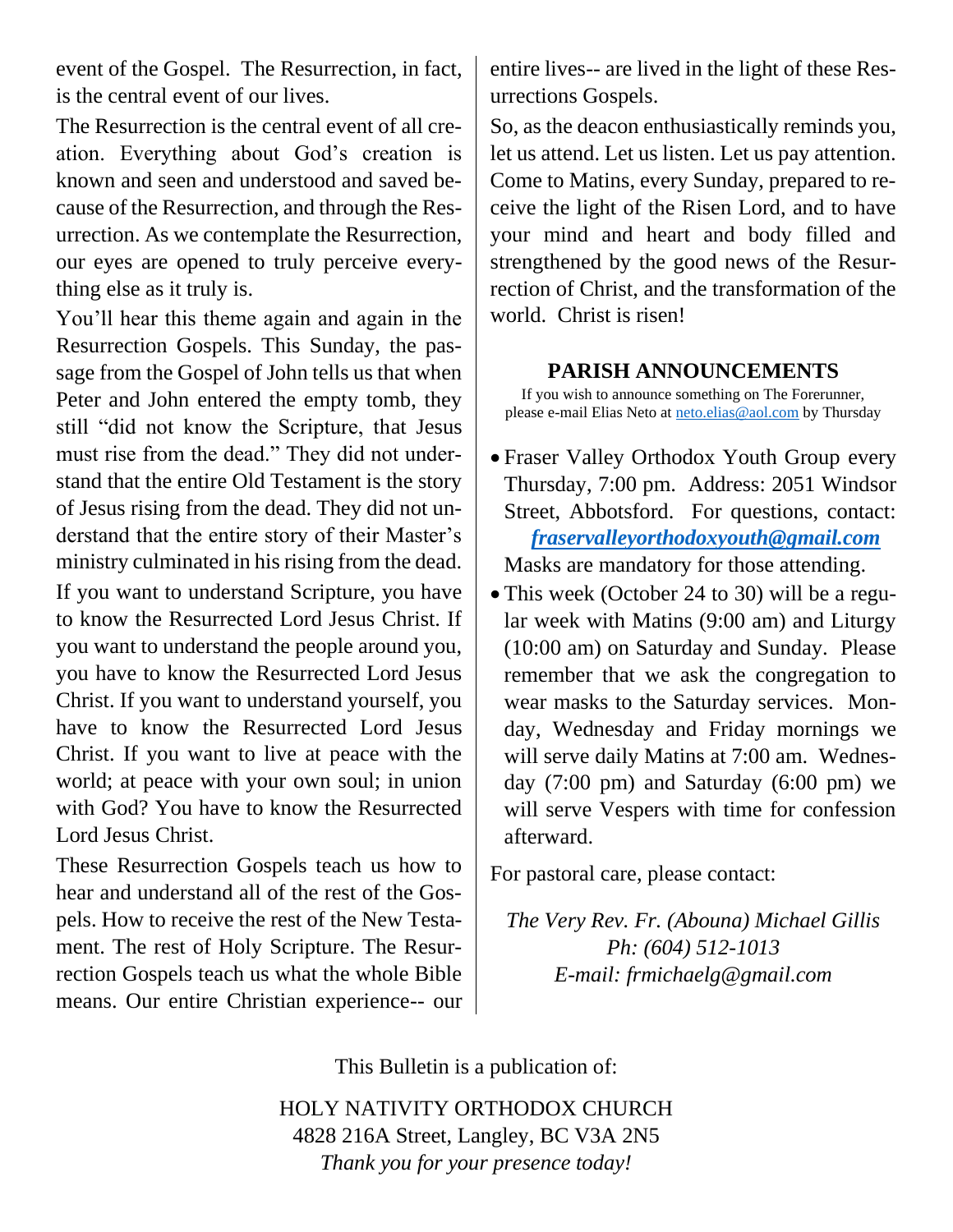event of the Gospel. The Resurrection, in fact, is the central event of our lives.

The Resurrection is the central event of all creation. Everything about God's creation is known and seen and understood and saved because of the Resurrection, and through the Resurrection. As we contemplate the Resurrection, our eyes are opened to truly perceive everything else as it truly is.

You'll hear this theme again and again in the Resurrection Gospels. This Sunday, the passage from the Gospel of John tells us that when Peter and John entered the empty tomb, they still "did not know the Scripture, that Jesus must rise from the dead." They did not understand that the entire Old Testament is the story of Jesus rising from the dead. They did not understand that the entire story of their Master's ministry culminated in his rising from the dead.

If you want to understand Scripture, you have to know the Resurrected Lord Jesus Christ. If you want to understand the people around you, you have to know the Resurrected Lord Jesus Christ. If you want to understand yourself, you have to know the Resurrected Lord Jesus Christ. If you want to live at peace with the world; at peace with your own soul; in union with God? You have to know the Resurrected Lord Jesus Christ.

These Resurrection Gospels teach us how to hear and understand all of the rest of the Gospels. How to receive the rest of the New Testament. The rest of Holy Scripture. The Resurrection Gospels teach us what the whole Bible means. Our entire Christian experience-- our entire lives-- are lived in the light of these Resurrections Gospels.

So, as the deacon enthusiastically reminds you, let us attend. Let us listen. Let us pay attention. Come to Matins, every Sunday, prepared to receive the light of the Risen Lord, and to have your mind and heart and body filled and strengthened by the good news of the Resurrection of Christ, and the transformation of the world. Christ is risen!

## PARISH ANNOUNCEMENTS

If you wish to announce something on The Forerunner, please e-mail Elias Neto at neto.elias@aol.com by Thursday

- Fraser Valley Orthodox Youth Group every Thursday, 7:00 pm. Address: 2051 Windsor Street, Abbotsford. For questions, contact: ***fraservalleyorthodoxyouth@gmail.com*** Masks are mandatory for those attending.
- This week (October 24 to 30) will be a regular week with Matins (9:00 am) and Liturgy (10:00 am) on Saturday and Sunday. Please remember that we ask the congregation to wear masks to the Saturday services. Monday, Wednesday and Friday mornings we will serve daily Matins at 7:00 am. Wednesday (7:00 pm) and Saturday (6:00 pm) we will serve Vespers with time for confession afterward.

For pastoral care, please contact:

*The Very Rev. Fr. (Abouna) Michael Gillis*
*Ph: (604) 512-1013*
*E-mail: frmichaelg@gmail.com*

This Bulletin is a publication of:

HOLY NATIVITY ORTHODOX CHURCH
4828 216A Street, Langley, BC V3A 2N5
*Thank you for your presence today!*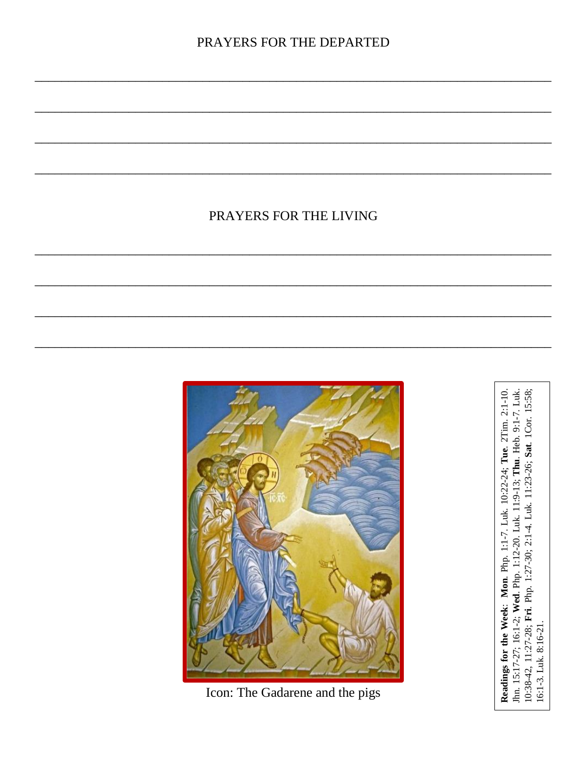## PRAYERS FOR THE DEPARTED

________________________________________________________________________

________________________________________________________________________

________________________________________________________________________

________________________________________________________________________

## PRAYERS FOR THE LIVING

________________________________________________________________________

________________________________________________________________________

________________________________________________________________________

________________________________________________________________________

Icon: The Gadarene and the pigs

**Readings for the Week**: **Mon**. Php. 1:1-7. Luk. 10:22-24; **Tue**. 2Tim. 2:1-10. Jhn. 15:17-27; 16:1-2; **Wed**. Php. 1:12-20. Luk. 11:9-13; **Thu**. Heb. 9:1-7. Luk. 10:38-42, 11:27-28; **Fri**. Php. 1:27-30; 2:1-4. Luk. 11:23-26; **Sat**. 1Cor. 15:58; 16:1-3. Luk. 8:16-21.